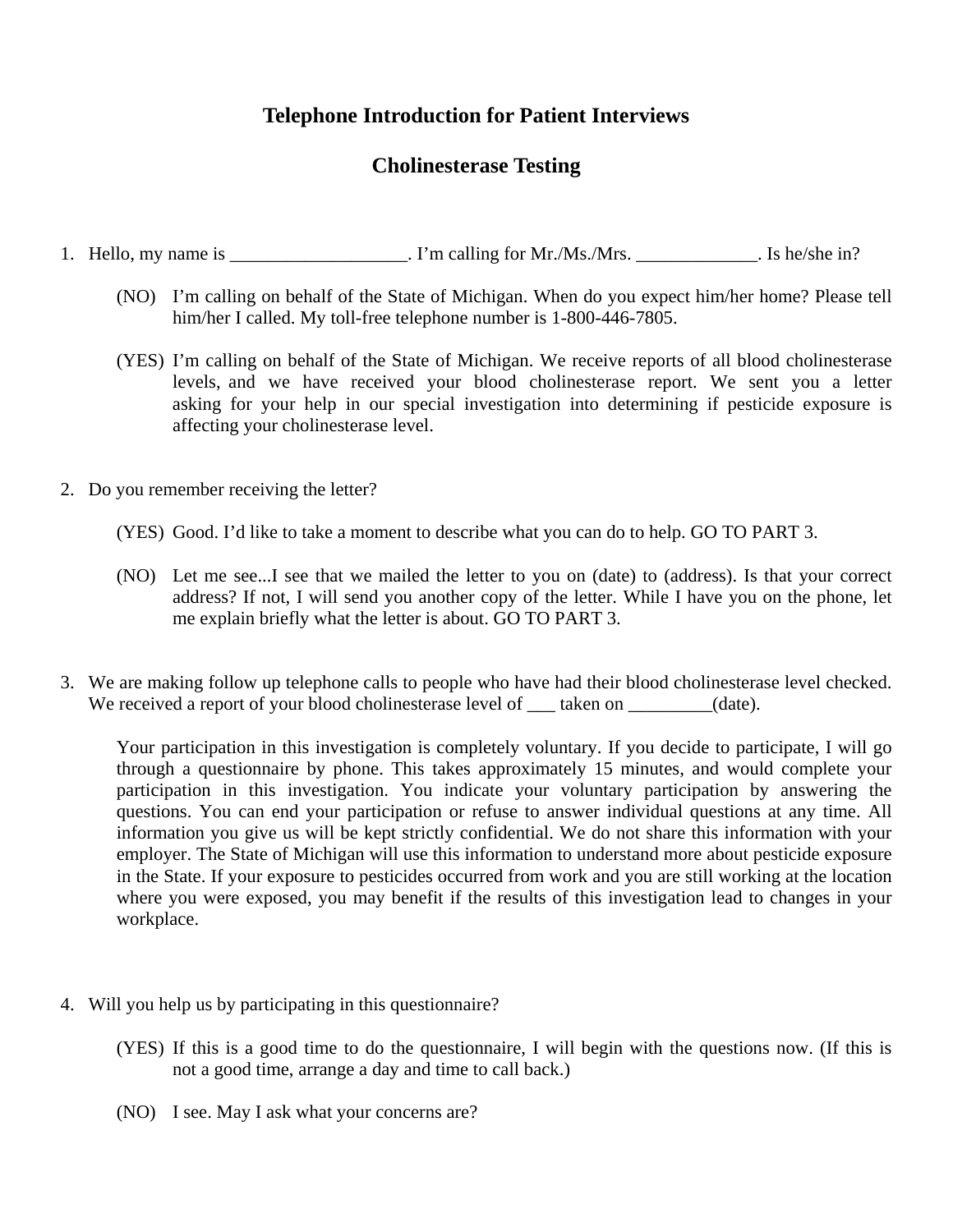# Telephone Introduction for Patient Interviews

## Cholinesterase Testing

1. Hello, my name is ___________________. I'm calling for Mr./Ms./Mrs. _____________. Is he/she in?

   (NO) I'm calling on behalf of the State of Michigan. When do you expect him/her home? Please tell him/her I called. My toll-free telephone number is 1-800-446-7805.

   (YES) I'm calling on behalf of the State of Michigan. We receive reports of all blood cholinesterase levels, and we have received your blood cholinesterase report. We sent you a letter asking for your help in our special investigation into determining if pesticide exposure is affecting your cholinesterase level.

2. Do you remember receiving the letter?

   (YES) Good. I'd like to take a moment to describe what you can do to help. GO TO PART 3.

   (NO) Let me see...I see that we mailed the letter to you on (date) to (address). Is that your correct address? If not, I will send you another copy of the letter. While I have you on the phone, let me explain briefly what the letter is about. GO TO PART 3.

3. We are making follow up telephone calls to people who have had their blood cholinesterase level checked. We received a report of your blood cholinesterase level of ___ taken on _________(date).

   Your participation in this investigation is completely voluntary. If you decide to participate, I will go through a questionnaire by phone. This takes approximately 15 minutes, and would complete your participation in this investigation. You indicate your voluntary participation by answering the questions. You can end your participation or refuse to answer individual questions at any time. All information you give us will be kept strictly confidential. We do not share this information with your employer. The State of Michigan will use this information to understand more about pesticide exposure in the State. If your exposure to pesticides occurred from work and you are still working at the location where you were exposed, you may benefit if the results of this investigation lead to changes in your workplace.

4. Will you help us by participating in this questionnaire?

   (YES) If this is a good time to do the questionnaire, I will begin with the questions now. (If this is not a good time, arrange a day and time to call back.)

   (NO) I see. May I ask what your concerns are?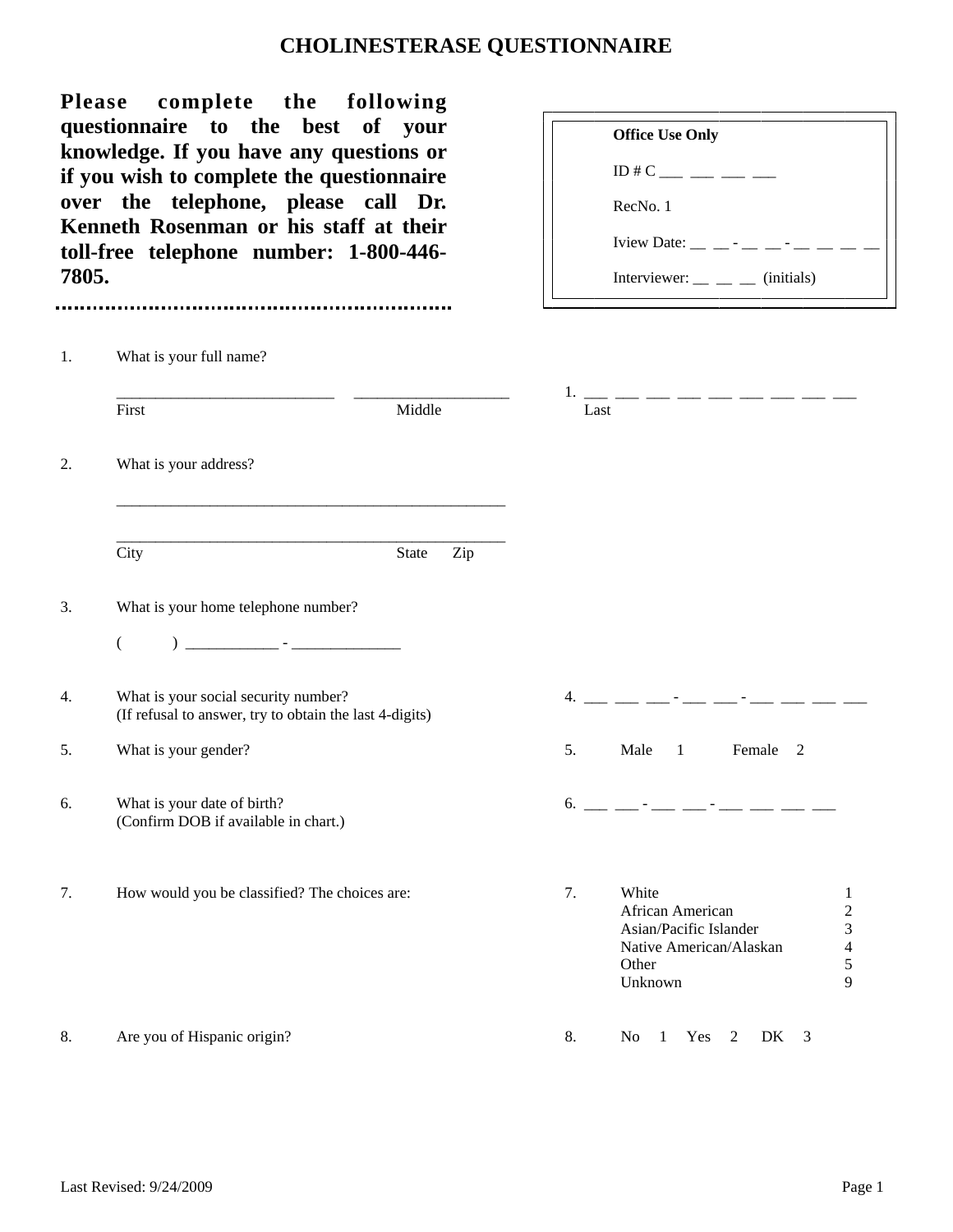# CHOLINESTERASE QUESTIONNAIRE

**Please complete the following questionnaire to the best of your knowledge. If you have any questions or if you wish to complete the questionnaire over the telephone, please call Dr. Kenneth Rosenman or his staff at their toll-free telephone number: 1-800-446-7805.**

> **Office Use Only**
>
> ID # C ___ ___ ___ ___
>
> RecNo. 1
>
> Iview Date: __ __ - __ __ - __ __ __ __
>
> Interviewer: __ __ __ (initials)

1. What is your full name?

   ___________________________ ____________________ 1. ___ ___ ___ ___ ___ ___ ___ ___ ___
   
   First Middle Last

2. What is your address?

   __________________________________________________

   __________________________________________________
   
   City State Zip

3. What is your home telephone number?

   (        ) ____________ - ______________

4. What is your social security number? (If refusal to answer, try to obtain the last 4-digits)

   4. ___ ___ ___ - ___ ___ - ___ ___ ___ ___

5. What is your gender?

   5. Male 1 Female 2

6. What is your date of birth? (Confirm DOB if available in chart.)

   6. ___ ___ - ___ ___ - ___ ___ ___ ___

7. How would you be classified? The choices are:

   7.
   | | |
   |---|---|
   | White | 1 |
   | African American | 2 |
   | Asian/Pacific Islander | 3 |
   | Native American/Alaskan | 4 |
   | Other | 5 |
   | Unknown | 9 |

8. Are you of Hispanic origin?

   8. No 1 Yes 2 DK 3

Last Revised: 9/24/2009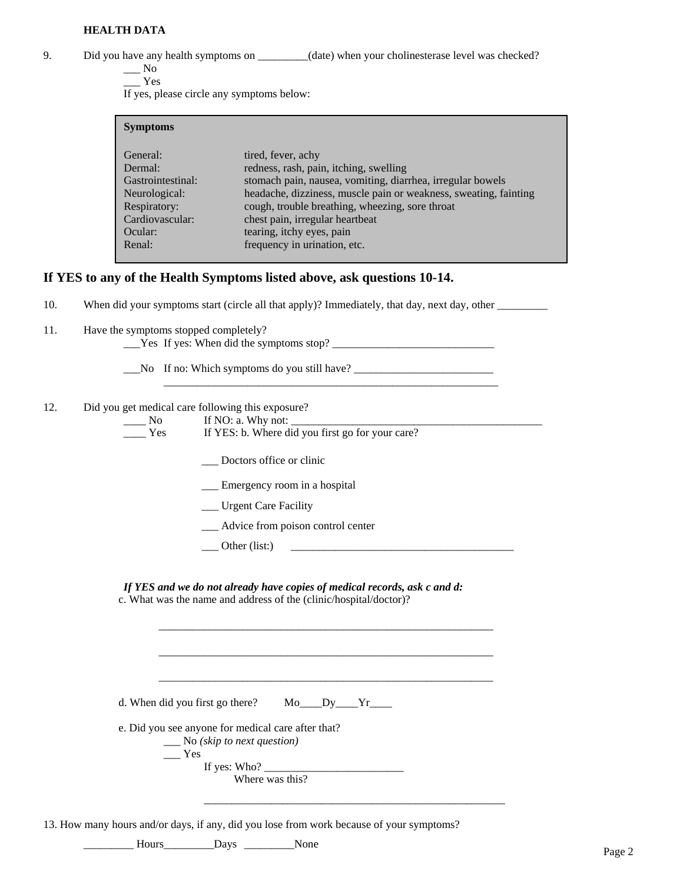**HEALTH DATA**

9. Did you have any health symptoms on _________(date) when your cholinesterase level was checked?

   ___ No

   ___ Yes

   If yes, please circle any symptoms below:

| **Symptoms** | |
|---|---|
| General: | tired, fever, achy |
| Dermal: | redness, rash, pain, itching, swelling |
| Gastrointestinal: | stomach pain, nausea, vomiting, diarrhea, irregular bowels |
| Neurological: | headache, dizziness, muscle pain or weakness, sweating, fainting |
| Respiratory: | cough, trouble breathing, wheezing, sore throat |
| Cardiovascular: | chest pain, irregular heartbeat |
| Ocular: | tearing, itchy eyes, pain |
| Renal: | frequency in urination, etc. |

## If YES to any of the Health Symptoms listed above, ask questions 10-14.

10. When did your symptoms start (circle all that apply)? Immediately, that day, next day, other _________

11. Have the symptoms stopped completely?

    ___Yes If yes: When did the symptoms stop? _____________________________

    ___No If no: Which symptoms do you still have? _________________________

    _____________________________________________________________

12. Did you get medical care following this exposure?

    ____ No If NO: a. Why not: ______________________________________________

    ____ Yes If YES: b. Where did you first go for your care?

    ___ Doctors office or clinic

    ___ Emergency room in a hospital

    ___ Urgent Care Facility

    ___ Advice from poison control center

    ___ Other (list:) ________________________________________

    ***If YES and we do not already have copies of medical records, ask c and d:***

    c. What was the name and address of the (clinic/hospital/doctor)?

    _____________________________________________________________

    _____________________________________________________________

    _____________________________________________________________

    d. When did you first go there? Mo____Dy____Yr____

    e. Did you see anyone for medical care after that?

    ___ No *(skip to next question)*

    ___ Yes

    If yes: Who? _________________________

    Where was this?

    _______________________________________________________

13. How many hours and/or days, if any, did you lose from work because of your symptoms?

    _________ Hours_________Days _________None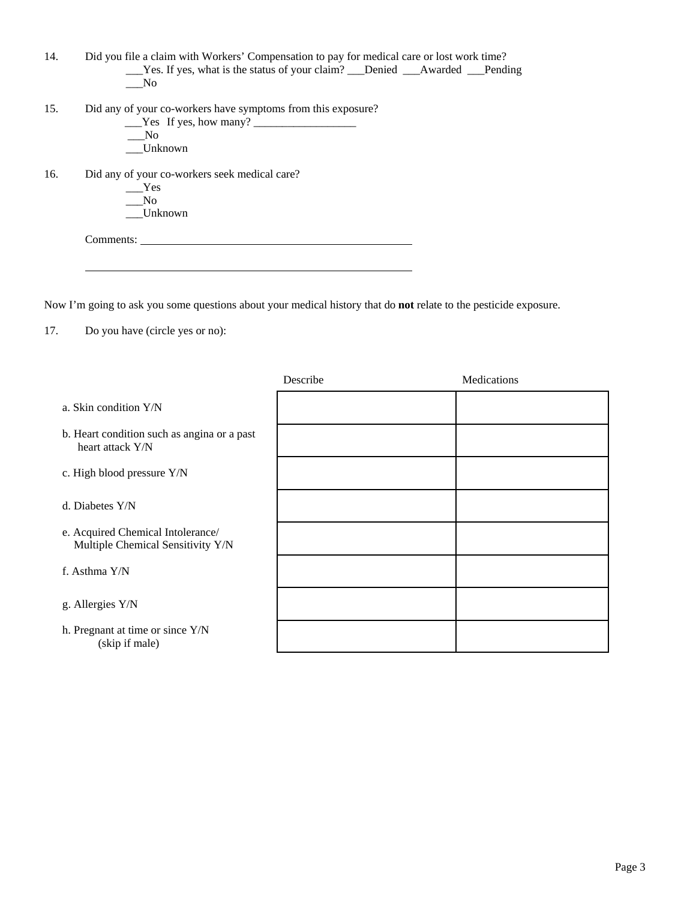14. Did you file a claim with Workers' Compensation to pay for medical care or lost work time?
    ___Yes. If yes, what is the status of your claim? ___Denied ___Awarded ___Pending
    ___No

15. Did any of your co-workers have symptoms from this exposure?
    ___Yes If yes, how many? __________________
    ___No
    ___Unknown

16. Did any of your co-workers seek medical care?
    ___Yes
    ___No
    ___Unknown

    Comments: __________________________________________________

    __________________________________________________

Now I'm going to ask you some questions about your medical history that do **not** relate to the pesticide exposure.

17. Do you have (circle yes or no):

| | Describe | Medications |
|---|---|---|
| a. Skin condition Y/N | | |
| b. Heart condition such as angina or a past heart attack Y/N | | |
| c. High blood pressure Y/N | | |
| d. Diabetes Y/N | | |
| e. Acquired Chemical Intolerance/ Multiple Chemical Sensitivity Y/N | | |
| f. Asthma Y/N | | |
| g. Allergies Y/N | | |
| h. Pregnant at time or since Y/N (skip if male) | | |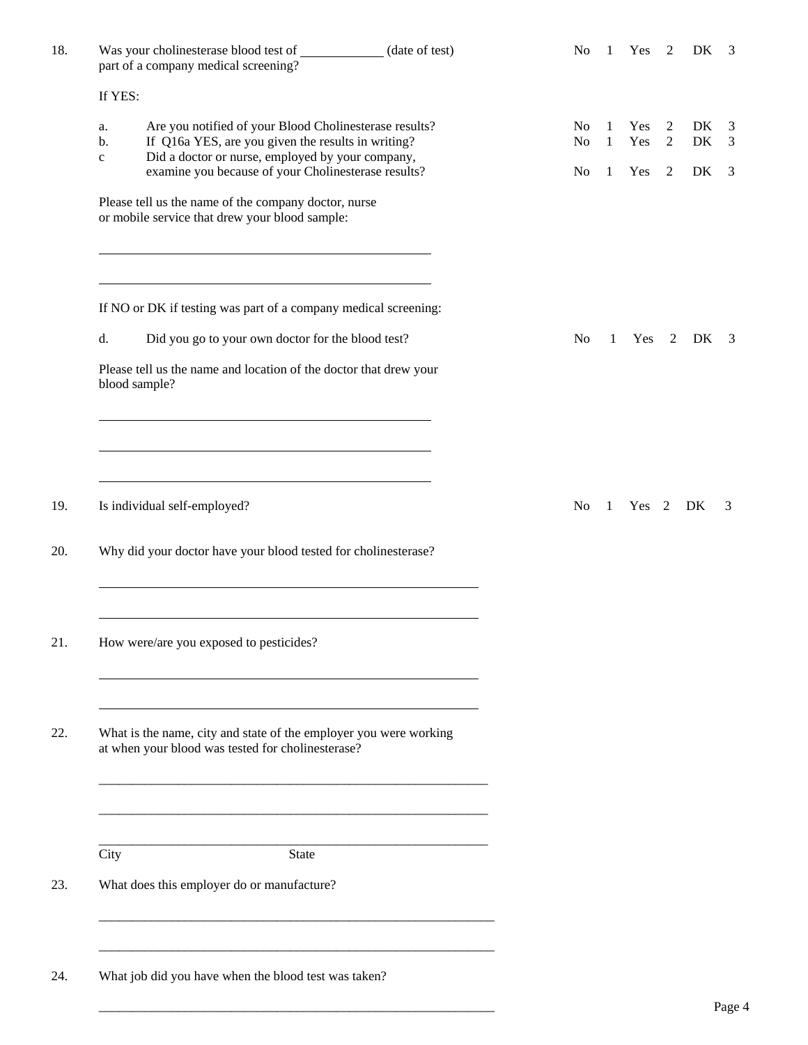18. Was your cholinesterase blood test of ____________ (date of test) part of a company medical screening? No 1 Yes 2 DK 3

If YES:

a. Are you notified of your Blood Cholinesterase results? No 1 Yes 2 DK 3

b. If Q16a YES, are you given the results in writing? No 1 Yes 2 DK 3

c Did a doctor or nurse, employed by your company, examine you because of your Cholinesterase results? No 1 Yes 2 DK 3

Please tell us the name of the company doctor, nurse or mobile service that drew your blood sample:

______________________________________________

______________________________________________

If NO or DK if testing was part of a company medical screening:

d. Did you go to your own doctor for the blood test? No 1 Yes 2 DK 3

Please tell us the name and location of the doctor that drew your blood sample?

______________________________________________

______________________________________________

______________________________________________

19. Is individual self-employed? No 1 Yes 2 DK 3

20. Why did your doctor have your blood tested for cholinesterase?

______________________________________________

______________________________________________

21. How were/are you exposed to pesticides?

______________________________________________

______________________________________________

22. What is the name, city and state of the employer you were working at when your blood was tested for cholinesterase?

______________________________________________

______________________________________________

______________________________________________

City State

23. What does this employer do or manufacture?

______________________________________________

______________________________________________

24. What job did you have when the blood test was taken?

______________________________________________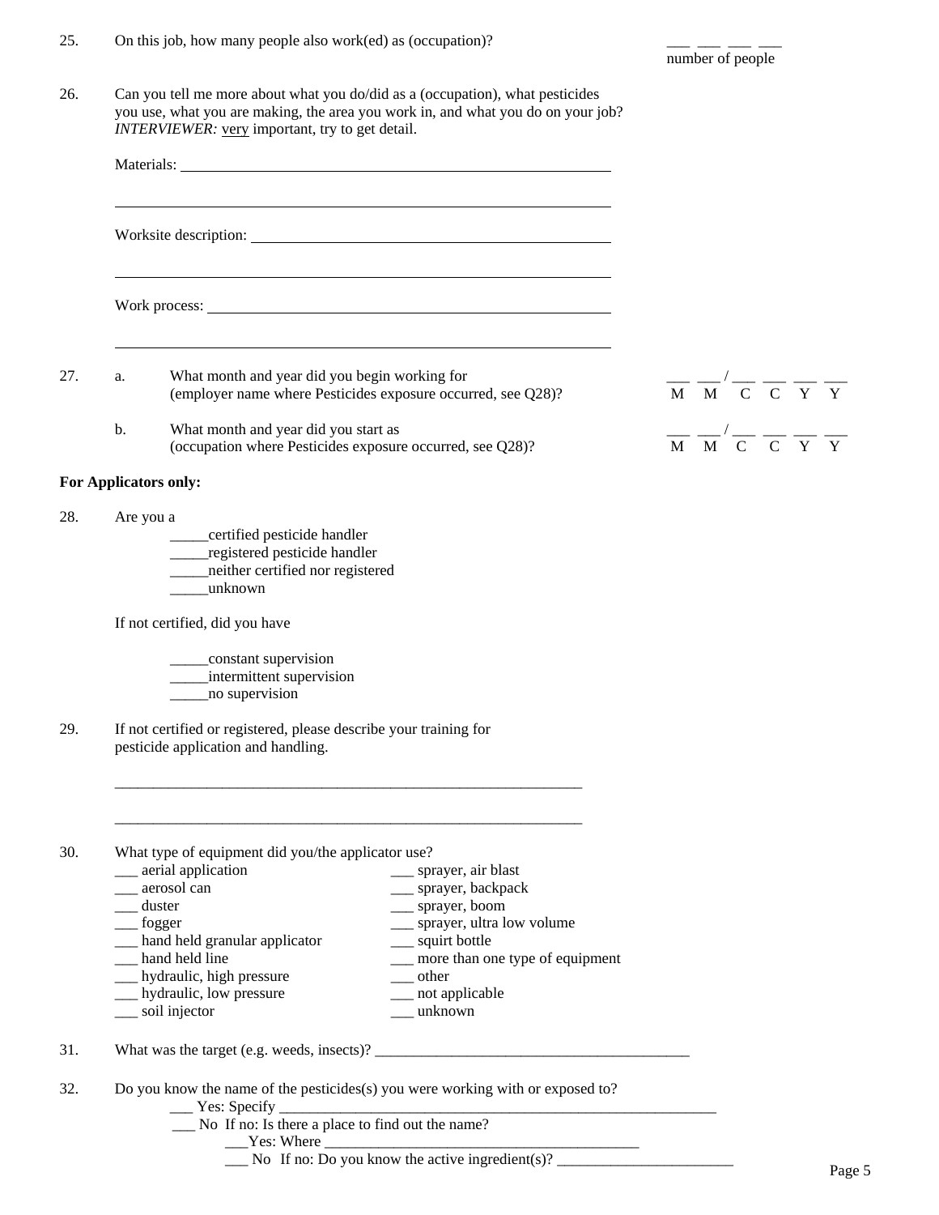25. On this job, how many people also work(ed) as (occupation)? ___ ___ ___ ___ number of people

26. Can you tell me more about what you do/did as a (occupation), what pesticides you use, what you are making, the area you work in, and what you do on your job? *INTERVIEWER:* very important, try to get detail.

Materials: ______________________________________________

______________________________________________

Worksite description: ______________________________________________

______________________________________________

Work process: ______________________________________________

______________________________________________

27. a. What month and year did you begin working for (employer name where Pesticides exposure occurred, see Q28)? ___ ___ / ___ ___ ___ ___ (M M C C Y Y)

b. What month and year did you start as (occupation where Pesticides exposure occurred, see Q28)? ___ ___ / ___ ___ ___ ___ (M M C C Y Y)

**For Applicators only:**

28. Are you a

_____certified pesticide handler
_____registered pesticide handler
_____neither certified nor registered
_____unknown

If not certified, did you have

_____constant supervision
_____intermittent supervision
_____no supervision

29. If not certified or registered, please describe your training for pesticide application and handling.

______________________________________________

______________________________________________

30. What type of equipment did you/the applicator use?

___ aerial application
___ aerosol can
___ duster
___ fogger
___ hand held granular applicator
___ hand held line
___ hydraulic, high pressure
___ hydraulic, low pressure
___ soil injector
___ sprayer, air blast
___ sprayer, backpack
___ sprayer, boom
___ sprayer, ultra low volume
___ squirt bottle
___ more than one type of equipment
___ other
___ not applicable
___ unknown

31. What was the target (e.g. weeds, insects)? ______________________________

32. Do you know the name of the pesticides(s) you were working with or exposed to?

___ Yes: Specify ______________________________
___ No If no: Is there a place to find out the name?
___Yes: Where ______________________________
___ No If no: Do you know the active ingredient(s)? ______________________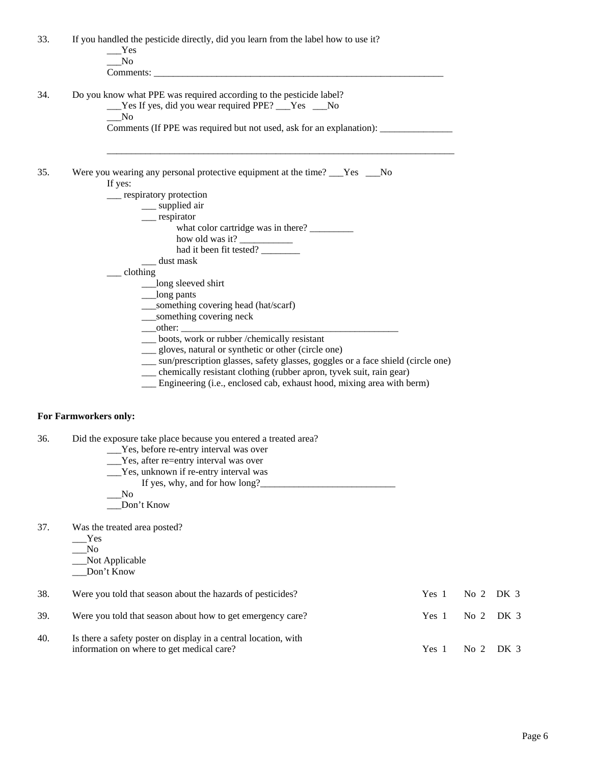33. If you handled the pesticide directly, did you learn from the label how to use it?

    ___Yes
    ___No
    Comments: _______________________________________________________________

34. Do you know what PPE was required according to the pesticide label?

    ___Yes If yes, did you wear required PPE? ___Yes ___No
    ___No
    Comments (If PPE was required but not used, ask for an explanation): _______________

    ____________________________________________________________________________

35. Were you wearing any personal protective equipment at the time? ___Yes ___No

    If yes:
    ___ respiratory protection
        ___ supplied air
        ___ respirator
            what color cartridge was in there? _________
            how old was it? ___________
            had it been fit tested? ________
        ___ dust mask
    ___ clothing
        ___long sleeved shirt
        ___long pants
        ___something covering head (hat/scarf)
        ___something covering neck
        ___other: ______________________________________________
        ___ boots, work or rubber /chemically resistant
        ___ gloves, natural or synthetic or other (circle one)
        ___ sun/prescription glasses, safety glasses, goggles or a face shield (circle one)
        ___ chemically resistant clothing (rubber apron, tyvek suit, rain gear)
        ___ Engineering (i.e., enclosed cab, exhaust hood, mixing area with berm)

**For Farmworkers only:**

36. Did the exposure take place because you entered a treated area?

    ___Yes, before re-entry interval was over
    ___Yes, after re=entry interval was over
    ___Yes, unknown if re-entry interval was
        If yes, why, and for how long?____________________________
    ___No
    ___Don't Know

37. Was the treated area posted?

    ___Yes
    ___No
    ___Not Applicable
    ___Don't Know

38. Were you told that season about the hazards of pesticides? Yes 1 No 2 DK 3

39. Were you told that season about how to get emergency care? Yes 1 No 2 DK 3

40. Is there a safety poster on display in a central location, with information on where to get medical care? Yes 1 No 2 DK 3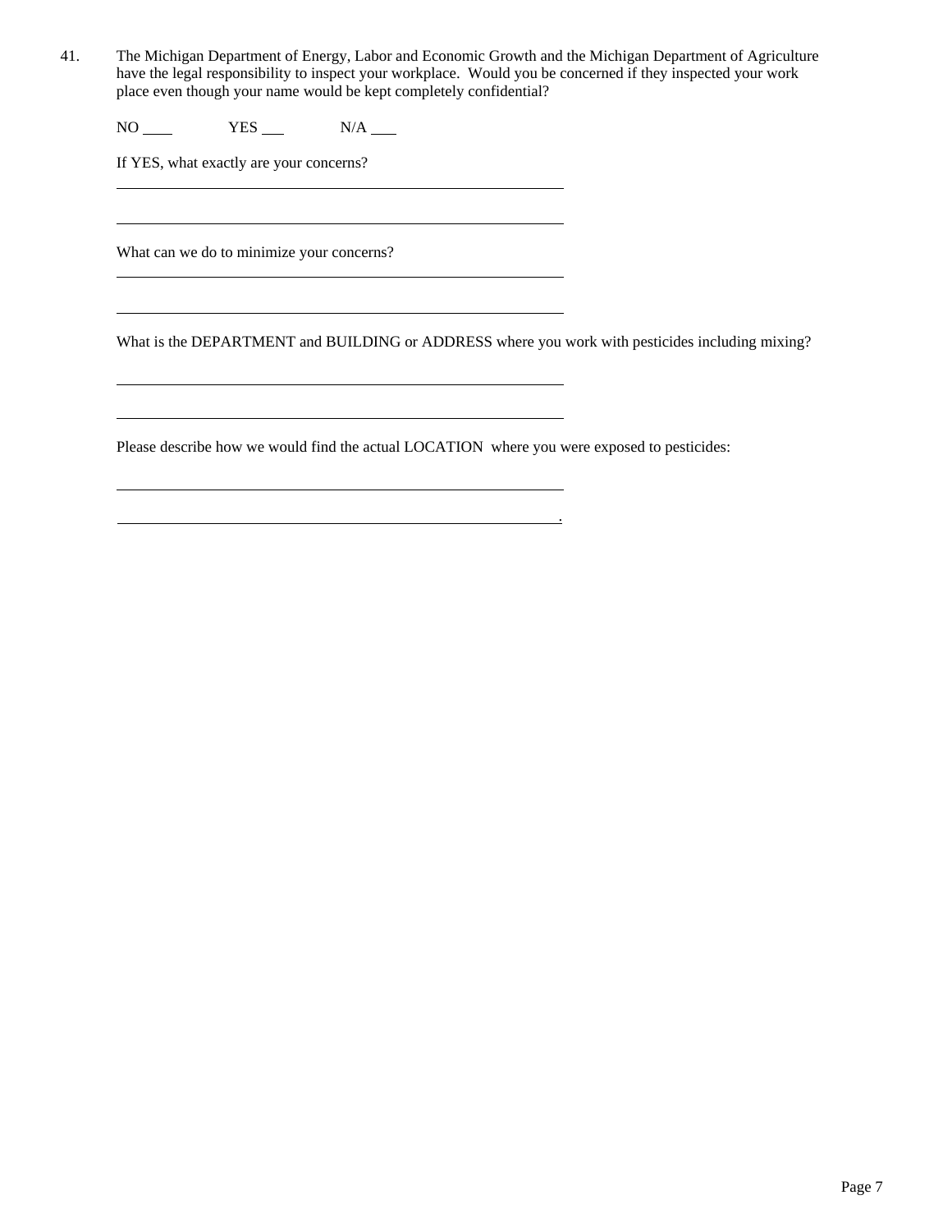41. The Michigan Department of Energy, Labor and Economic Growth and the Michigan Department of Agriculture have the legal responsibility to inspect your workplace. Would you be concerned if they inspected your work place even though your name would be kept completely confidential?

    NO ____ YES ___ N/A ___

    If YES, what exactly are your concerns?

    ______________________________________________________

    ______________________________________________________

    What can we do to minimize your concerns?

    ______________________________________________________

    ______________________________________________________

    What is the DEPARTMENT and BUILDING or ADDRESS where you work with pesticides including mixing?

    ______________________________________________________

    ______________________________________________________

    Please describe how we would find the actual LOCATION where you were exposed to pesticides:

    ______________________________________________________

    ______________________________________________________.